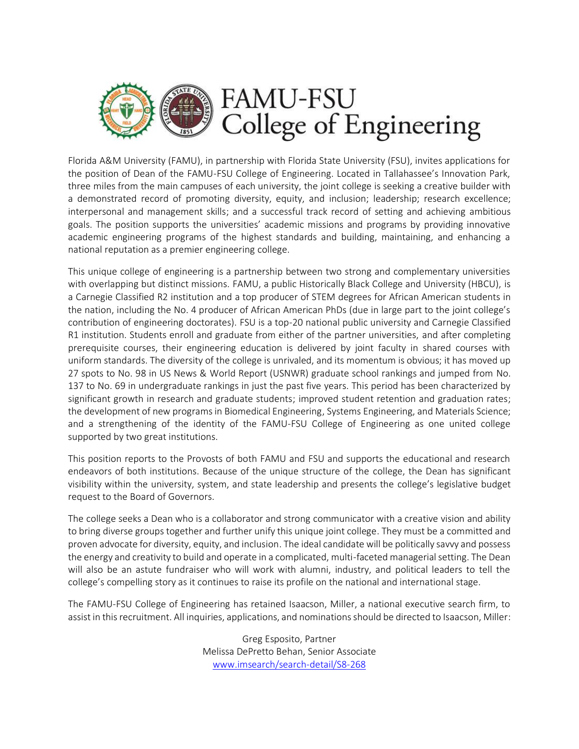# FAMU-FSU College of Engineering

Florida A&M University (FAMU), in partnership with Florida State University (FSU), invites applications for the position of Dean of the FAMU-FSU College of Engineering. Located in Tallahassee's Innovation Park, three miles from the main campuses of each university, the joint college is seeking a creative builder with a demonstrated record of promoting diversity, equity, and inclusion; leadership; research excellence; interpersonal and management skills; and a successful track record of setting and achieving ambitious goals. The position supports the universities' academic missions and programs by providing innovative academic engineering programs of the highest standards and building, maintaining, and enhancing a national reputation as a premier engineering college.

This unique college of engineering is a partnership between two strong and complementary universities with overlapping but distinct missions. FAMU, a public Historically Black College and University (HBCU), is a Carnegie Classified R2 institution and a top producer of STEM degrees for African American students in the nation, including the No. 4 producer of African American PhDs (due in large part to the joint college's contribution of engineering doctorates). FSU is a top-20 national public university and Carnegie Classified R1 institution. Students enroll and graduate from either of the partner universities, and after completing prerequisite courses, their engineering education is delivered by joint faculty in shared courses with uniform standards. The diversity of the college is unrivaled, and its momentum is obvious; it has moved up 27 spots to No. 98 in US News & World Report (USNWR) graduate school rankings and jumped from No. 137 to No. 69 in undergraduate rankings in just the past five years. This period has been characterized by significant growth in research and graduate students; improved student retention and graduation rates; the development of new programs in Biomedical Engineering, Systems Engineering, and Materials Science; and a strengthening of the identity of the FAMU-FSU College of Engineering as one united college supported by two great institutions.

This position reports to the Provosts of both FAMU and FSU and supports the educational and research endeavors of both institutions. Because of the unique structure of the college, the Dean has significant visibility within the university, system, and state leadership and presents the college's legislative budget request to the Board of Governors.

The college seeks a Dean who is a collaborator and strong communicator with a creative vision and ability to bring diverse groups together and further unify this unique joint college. They must be a committed and proven advocate for diversity, equity, and inclusion. The ideal candidate will be politically savvy and possess the energy and creativity to build and operate in a complicated, multi-faceted managerial setting. The Dean will also be an astute fundraiser who will work with alumni, industry, and political leaders to tell the college's compelling story as it continues to raise its profile on the national and international stage.

The FAMU-FSU College of Engineering has retained Isaacson, Miller, a national executive search firm, to assist in this recruitment. All inquiries, applications, and nominations should be directed to Isaacson, Miller:

Greg Esposito, Partner
Melissa DePretto Behan, Senior Associate
www.imsearch/search-detail/S8-268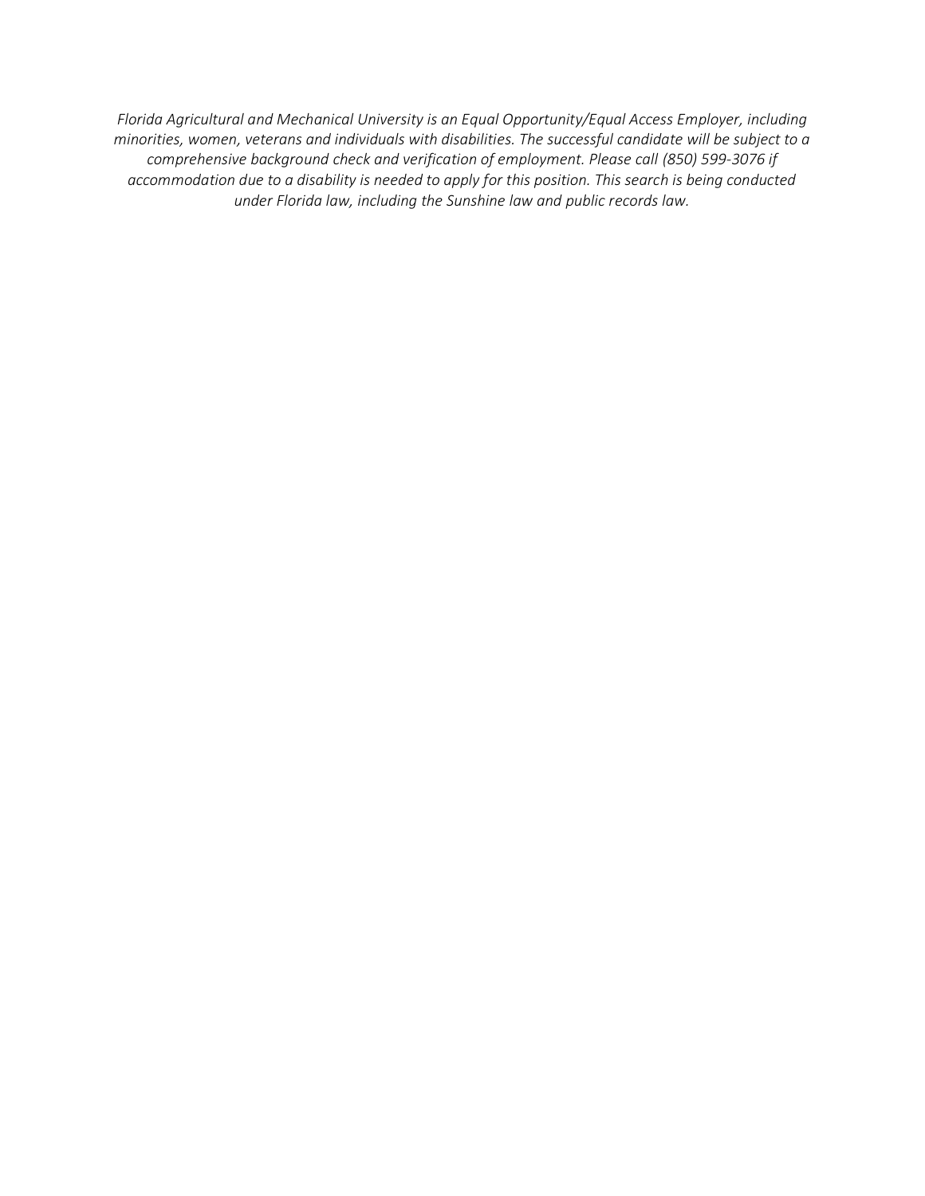*Florida Agricultural and Mechanical University is an Equal Opportunity/Equal Access Employer, including minorities, women, veterans and individuals with disabilities. The successful candidate will be subject to a comprehensive background check and verification of employment. Please call (850) 599-3076 if accommodation due to a disability is needed to apply for this position. This search is being conducted under Florida law, including the Sunshine law and public records law.*